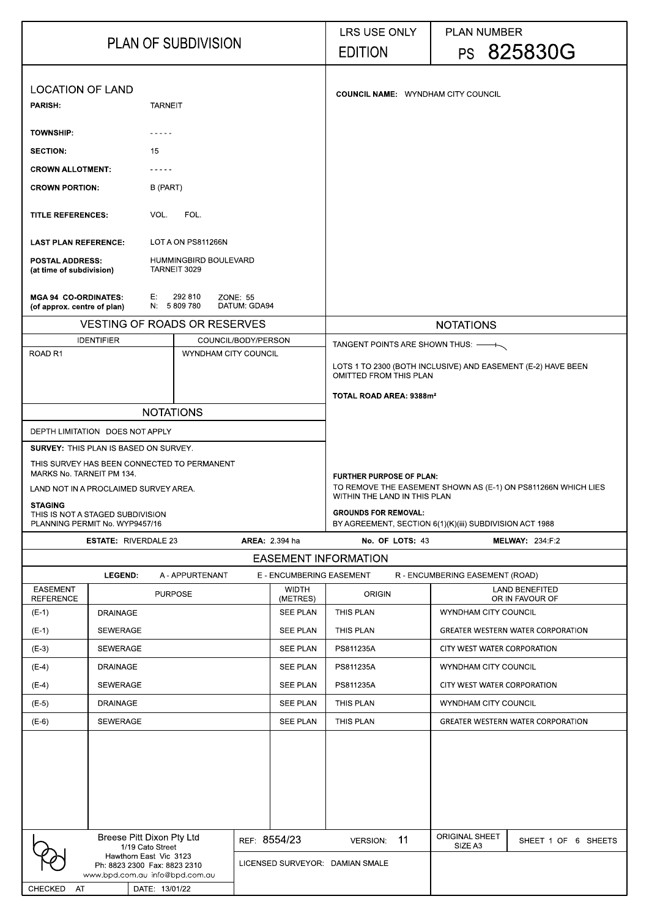# PLAN OF SUBDIVISION

LRS USE ONLY

EDITION

PLAN NUMBER

PS 825830G

## LOCATION OF LAND

**PARISH:** TARNEIT

**TOWNSHIP:** - - - - -

**SECTION:** 15

**CROWN ALLOTMENT:** - - - - -

**CROWN PORTION:** B (PART)

**TITLE REFERENCES:** VOL. FOL.

**LAST PLAN REFERENCE:** LOT A ON PS811266N

**POSTAL ADDRESS:** HUMMINGBIRD BOULEVARD
**(at time of subdivision)** TARNEIT 3029

**MGA 94 CO-ORDINATES:** E: 292 810 N: 5 809 780 ZONE: 55 DATUM: GDA94
**(of approx. centre of plan)**

**COUNCIL NAME:** WYNDHAM CITY COUNCIL

## VESTING OF ROADS OR RESERVES

| IDENTIFIER | COUNCIL/BODY/PERSON |
| --- | --- |
| ROAD R1 | WYNDHAM CITY COUNCIL |

## NOTATIONS

DEPTH LIMITATION DOES NOT APPLY

**SURVEY:** THIS PLAN IS BASED ON SURVEY.

THIS SURVEY HAS BEEN CONNECTED TO PERMANENT MARKS No. TARNEIT PM 134.

LAND NOT IN A PROCLAIMED SURVEY AREA.

**STAGING**
THIS IS NOT A STAGED SUBDIVISION
PLANNING PERMIT No. WYP9457/16

## NOTATIONS

TANGENT POINTS ARE SHOWN THUS:

LOTS 1 TO 2300 (BOTH INCLUSIVE) AND EASEMENT (E-2) HAVE BEEN OMITTED FROM THIS PLAN

**TOTAL ROAD AREA: 9388m²**

**FURTHER PURPOSE OF PLAN:**
TO REMOVE THE EASEMENT SHOWN AS (E-1) ON PS811266N WHICH LIES WITHIN THE LAND IN THIS PLAN

**GROUNDS FOR REMOVAL:**
BY AGREEMENT, SECTION 6(1)(K)(iii) SUBDIVISION ACT 1988

**ESTATE:** RIVERDALE 23 **AREA:** 2.394 ha **No. OF LOTS:** 43 **MELWAY:** 234:F:2

## EASEMENT INFORMATION

**LEGEND:** A - APPURTENANT E - ENCUMBERING EASEMENT R - ENCUMBERING EASEMENT (ROAD)

| EASEMENT REFERENCE | PURPOSE | WIDTH (METRES) | ORIGIN | LAND BENEFITED OR IN FAVOUR OF |
| --- | --- | --- | --- | --- |
| (E-1) | DRAINAGE | SEE PLAN | THIS PLAN | WYNDHAM CITY COUNCIL |
| (E-1) | SEWERAGE | SEE PLAN | THIS PLAN | GREATER WESTERN WATER CORPORATION |
| (E-3) | SEWERAGE | SEE PLAN | PS811235A | CITY WEST WATER CORPORATION |
| (E-4) | DRAINAGE | SEE PLAN | PS811235A | WYNDHAM CITY COUNCIL |
| (E-4) | SEWERAGE | SEE PLAN | PS811235A | CITY WEST WATER CORPORATION |
| (E-5) | DRAINAGE | SEE PLAN | THIS PLAN | WYNDHAM CITY COUNCIL |
| (E-6) | SEWERAGE | SEE PLAN | THIS PLAN | GREATER WESTERN WATER CORPORATION |

Breese Pitt Dixon Pty Ltd
1/19 Cato Street
Hawthorn East Vic 3123
Ph: 8823 2300 Fax: 8823 2310
www.bpd.com.au info@bpd.com.au

REF: 8554/23 VERSION: 11

ORIGINAL SHEET SIZE A3

LICENSED SURVEYOR: DAMIAN SMALE

CHECKED AT DATE: 13/01/22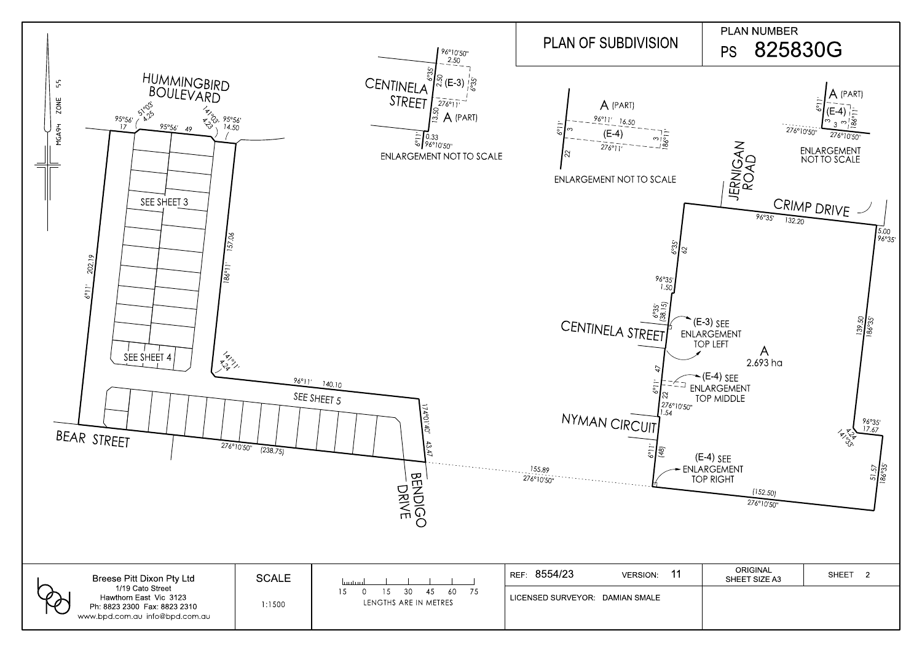# PLAN OF SUBDIVISION

PLAN NUMBER
PS 825830G

MGA94 ZONE 55

HUMMINGBIRD BOULEVARD

95°56' 17
51°03' 4.25
95°56' 49
141°03' 4.25
95°56' 14.50

SEE SHEET 3

202.19
6°11'

157.06
186°11'

SEE SHEET 4

141°11' 4.24

96°11' 140.10

SEE SHEET 5

174°01'40" 43.47

BEAR STREET

276°10'50" (238.75)

BENDIGO DRIVE

155.89
276°10'50"

CENTINELA STREET

96°10'50" 2.50
6°35' 2.50
(E-3)
6°35'
276°11'
13.50
A (PART)
6°11' 0.33
96°10'50"

ENLARGEMENT NOT TO SCALE

A (PART)
96°11' 16.50
6°11' 3
(E-4)
3 186°11'
276°11'
22

ENLARGEMENT NOT TO SCALE

A (PART)
6°11'
(E-4)
186°11'
3 3 3
276°10'50" 276°10'50"

ENLARGEMENT NOT TO SCALE

JERNIGAN ROAD

CRIMP DRIVE

96°35' 132.20

5.00 96°35'

6°35' 62

96°35' 1.50

6°35' (38.15)

CENTINELA STREET

(E-3) SEE ENLARGEMENT TOP LEFT

A
2.693 ha

139.50 186°35'

47

6°11' 22

(E-4) SEE ENLARGEMENT TOP MIDDLE

276°10'50" 1.54

NYMAN CIRCUIT

6°11' (48)

(E-4) SEE ENLARGEMENT TOP RIGHT

96°35' 17.67

141°35' 4.24

51.57 186°35'

(152.50)
276°10'50"

| Breese Pitt Dixon Pty Ltd<br>1/19 Cato Street<br>Hawthorn East Vic 3123<br>Ph: 8823 2300 Fax: 8823 2310<br>www.bpd.com.au info@bpd.com.au | SCALE<br>1:1500 | 15 0 15 30 45 60 75<br>LENGTHS ARE IN METRES | REF: 8554/23 VERSION: 11<br>LICENSED SURVEYOR: DAMIAN SMALE | ORIGINAL SHEET SIZE A3 | SHEET 2 |
|---|---|---|---|---|---|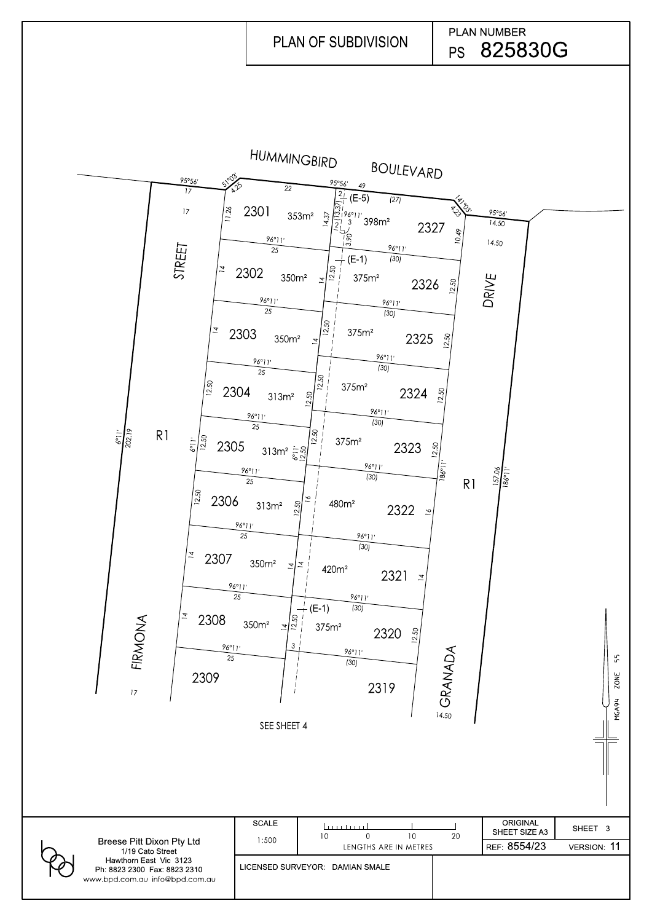# PLAN OF SUBDIVISION

PLAN NUMBER PS 825830G

HUMMINGBIRD BOULEVARD

FIRMONA STREET

GRANADA DRIVE

| Lot | Area |
|---|---|
| 2301 | 353m² |
| 2302 | 350m² |
| 2303 | 350m² |
| 2304 | 313m² |
| 2305 | 313m² |
| 2306 | 313m² |
| 2307 | 350m² |
| 2308 | 350m² |
| 2309 | |
| 2319 | |
| 2320 | 375m² |
| 2321 | 420m² |
| 2322 | 480m² |
| 2323 | 375m² |
| 2324 | 375m² |
| 2325 | 375m² |
| 2326 | 375m² |
| 2327 | 398m² |

R1

(E-5) (E-1)

SEE SHEET 4

MGA94 ZONE 55

| SCALE | | ORIGINAL SHEET SIZE A3 | SHEET 3 |
|---|---|---|---|
| 1:500 | LENGTHS ARE IN METRES | REF: 8554/23 | VERSION: 11 |

Breese Pitt Dixon Pty Ltd
1/19 Cato Street
Hawthorn East Vic 3123
Ph: 8823 2300 Fax: 8823 2310
www.bpd.com.au info@bpd.com.au

LICENSED SURVEYOR: DAMIAN SMALE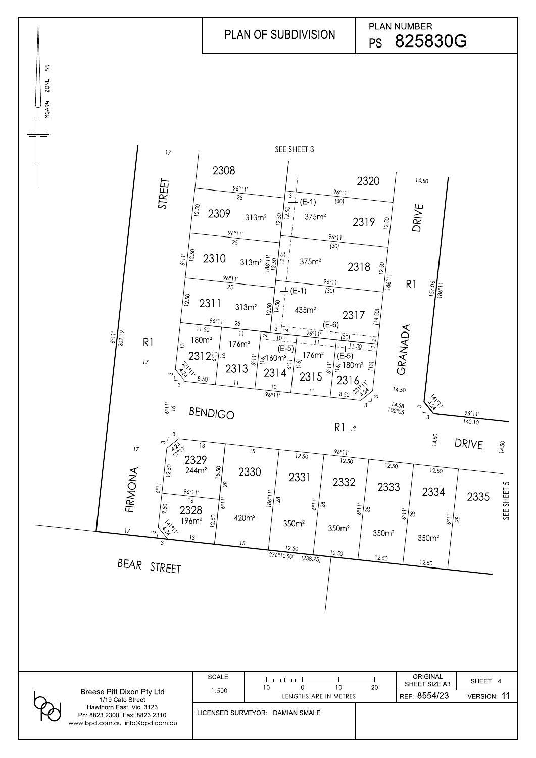# PLAN OF SUBDIVISION

**PLAN NUMBER**
**PS 825830G**

MGA94 ZONE 55

SEE SHEET 3

2308

| Lot | Area |
|---|---|
| 2309 | 313m² |
| 2310 | 313m² |
| 2311 | 313m² |
| 2312 | 180m² |
| 2313 | 176m² |
| 2314 | 160m² |
| 2315 | 176m² |
| 2316 | 180m² |
| 2317 | 435m² |
| 2318 | 375m² |
| 2319 | 375m² |
| 2320 | |
| 2328 | 196m² |
| 2329 | 244m² |
| 2330 | 420m² |
| 2331 | 350m² |
| 2332 | 350m² |
| 2333 | 350m² |
| 2334 | 350m² |
| 2335 | |

(E-1) (E-5) (E-6)

R1

STREET

FIRMONA STREET

BENDIGO

GRANADA DRIVE

DRIVE

BEAR STREET

SEE SHEET 5

| Breese Pitt Dixon Pty Ltd<br>1/19 Cato Street<br>Hawthorn East Vic 3123<br>Ph: 8823 2300 Fax: 8823 2310<br>www.bpd.com.au info@bpd.com.au | SCALE<br>1:500 | 10 0 10 20<br>LENGTHS ARE IN METRES | ORIGINAL SHEET SIZE A3 | SHEET 4 |
|---|---|---|---|---|
| | LICENSED SURVEYOR: DAMIAN SMALE | | REF: 8554/23 | VERSION: 11 |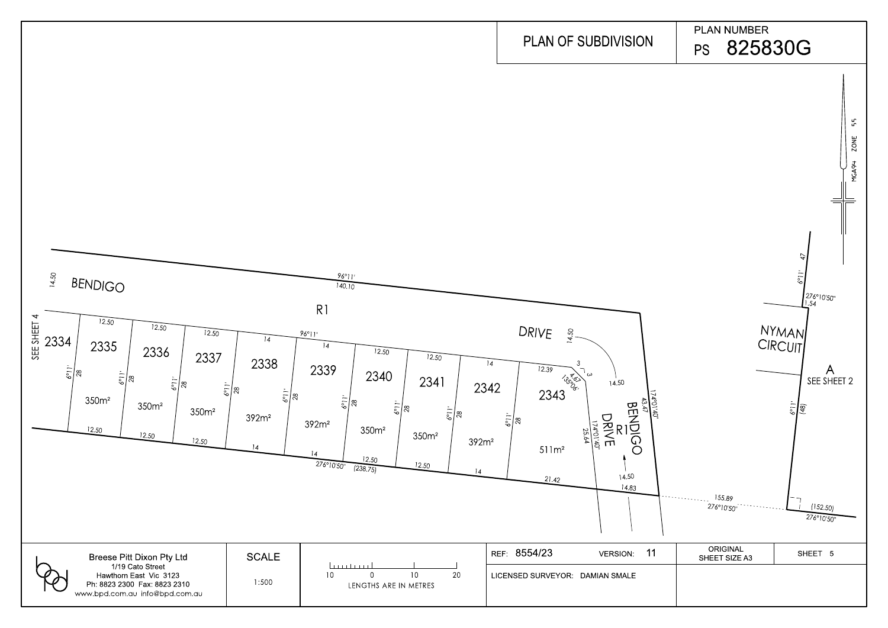# PLAN OF SUBDIVISION

PLAN NUMBER
PS 825830G

MGA94 ZONE 55

BENDIGO DRIVE R1 — 14.50 — 96°11' 140.10

NYMAN CIRCUIT — 6°11' 47 — 276°10'50" 1.54 — 6°11' (48)

A — SEE SHEET 2

SEE SHEET 4

| Lot | Frontage (m) | Depth (m) | Area |
|---|---|---|---|
| 2334 | | 6°11' 28 | |
| 2335 | 12.50 | 6°11' 28 | 350m² |
| 2336 | 12.50 | 6°11' 28 | 350m² |
| 2337 | 12.50 | 6°11' 28 | 350m² |
| 2338 | 14 | 6°11' 28 | 392m² |
| 2339 | 14 | 6°11' 28 | 392m² |
| 2340 | 12.50 | 6°11' 28 | 350m² |
| 2341 | 12.50 | 6°11' 28 | 350m² |
| 2342 | 14 | 6°11' 28 | 392m² |
| 2343 | 12.39 / 21.42 | 25.64 | 511m² |

96°11' — 276°10'50" (238.75)

Lot 2343: 3, 3, 4.67 135°06', 174°01'40" 25.64

BENDIGO DRIVE R1 — 14.50 — 174°01'40" 43.47 — 14.50 — 14.83

155.89 276°10'50" — (152.50) 276°10'50"

Breese Pitt Dixon Pty Ltd
1/19 Cato Street
Hawthorn East Vic 3123
Ph: 8823 2300 Fax: 8823 2310
www.bpd.com.au info@bpd.com.au

SCALE 1:500

10 0 10 20
LENGTHS ARE IN METRES

REF: 8554/23 VERSION: 11

LICENSED SURVEYOR: DAMIAN SMALE

ORIGINAL SHEET SIZE A3

SHEET 5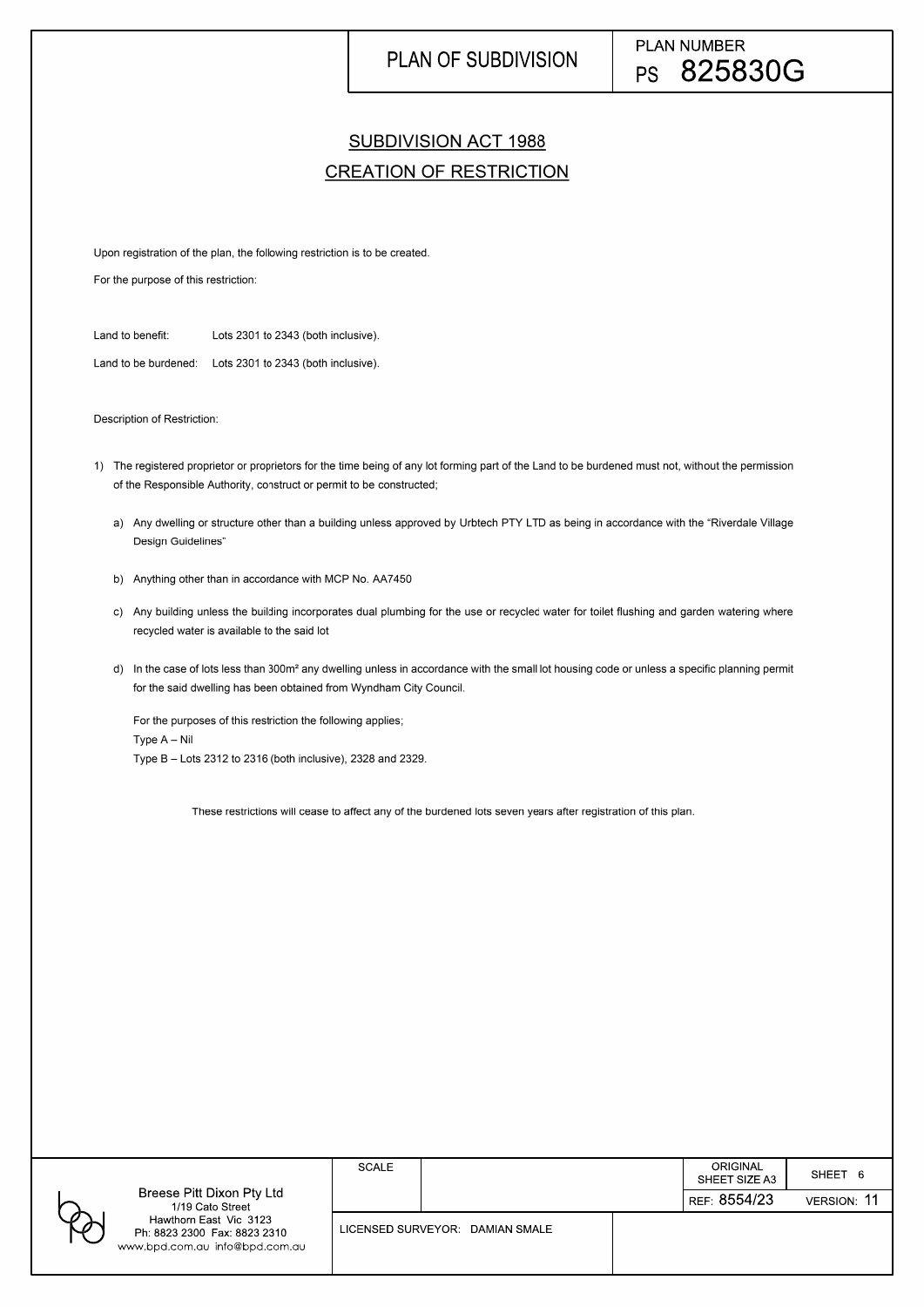PLAN OF SUBDIVISION

PLAN NUMBER PS 825830G

## SUBDIVISION ACT 1988

## CREATION OF RESTRICTION

Upon registration of the plan, the following restriction is to be created.

For the purpose of this restriction:

Land to benefit: Lots 2301 to 2343 (both inclusive).

Land to be burdened: Lots 2301 to 2343 (both inclusive).

Description of Restriction:

1) The registered proprietor or proprietors for the time being of any lot forming part of the Land to be burdened must not, without the permission of the Responsible Authority, construct or permit to be constructed;

   a) Any dwelling or structure other than a building unless approved by Urbtech PTY LTD as being in accordance with the "Riverdale Village Design Guidelines"

   b) Anything other than in accordance with MCP No. AA7450

   c) Any building unless the building incorporates dual plumbing for the use or recycled water for toilet flushing and garden watering where recycled water is available to the said lot

   d) In the case of lots less than 300m² any dwelling unless in accordance with the small lot housing code or unless a specific planning permit for the said dwelling has been obtained from Wyndham City Council.

   For the purposes of this restriction the following applies;

   Type A – Nil

   Type B – Lots 2312 to 2316 (both inclusive), 2328 and 2329.

These restrictions will cease to affect any of the burdened lots seven years after registration of this plan.

Breese Pitt Dixon Pty Ltd
1/19 Cato Street
Hawthorn East Vic 3123
Ph: 8823 2300 Fax: 8823 2310
www.bpd.com.au info@bpd.com.au

SCALE

LICENSED SURVEYOR: DAMIAN SMALE

ORIGINAL SHEET SIZE A3

SHEET 6

REF: 8554/23

VERSION: 11